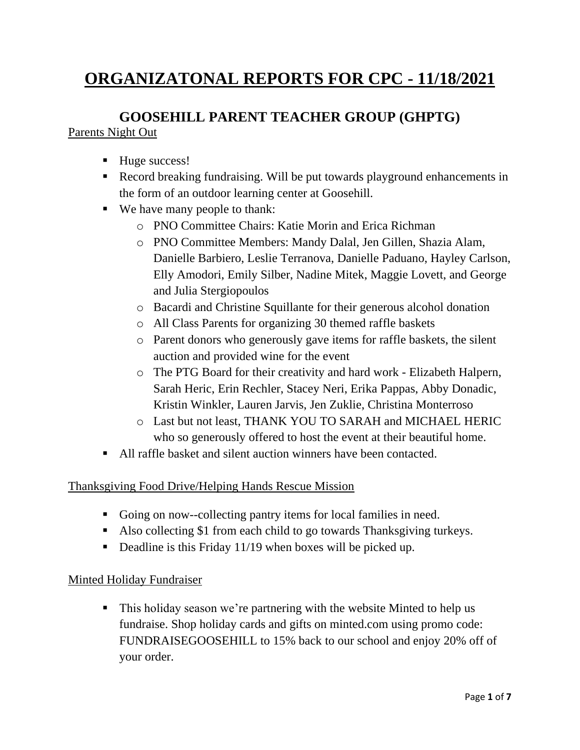# ORGANIZATONAL REPORTS FOR CPC - 11/18/2021

## GOOSEHILL PARENT TEACHER GROUP (GHPTG)

Parents Night Out

- Huge success!
- Record breaking fundraising. Will be put towards playground enhancements in the form of an outdoor learning center at Goosehill.
- We have many people to thank:
  - PNO Committee Chairs: Katie Morin and Erica Richman
  - PNO Committee Members: Mandy Dalal, Jen Gillen, Shazia Alam, Danielle Barbiero, Leslie Terranova, Danielle Paduano, Hayley Carlson, Elly Amodori, Emily Silber, Nadine Mitek, Maggie Lovett, and George and Julia Stergiopoulos
  - Bacardi and Christine Squillante for their generous alcohol donation
  - All Class Parents for organizing 30 themed raffle baskets
  - Parent donors who generously gave items for raffle baskets, the silent auction and provided wine for the event
  - The PTG Board for their creativity and hard work - Elizabeth Halpern, Sarah Heric, Erin Rechler, Stacey Neri, Erika Pappas, Abby Donadic, Kristin Winkler, Lauren Jarvis, Jen Zuklie, Christina Monterroso
  - Last but not least, THANK YOU TO SARAH and MICHAEL HERIC who so generously offered to host the event at their beautiful home.
- All raffle basket and silent auction winners have been contacted.

Thanksgiving Food Drive/Helping Hands Rescue Mission

- Going on now--collecting pantry items for local families in need.
- Also collecting $1 from each child to go towards Thanksgiving turkeys.
- Deadline is this Friday 11/19 when boxes will be picked up.

Minted Holiday Fundraiser

- This holiday season we're partnering with the website Minted to help us fundraise. Shop holiday cards and gifts on minted.com using promo code: FUNDRAISEGOOSEHILL to 15% back to our school and enjoy 20% off of your order.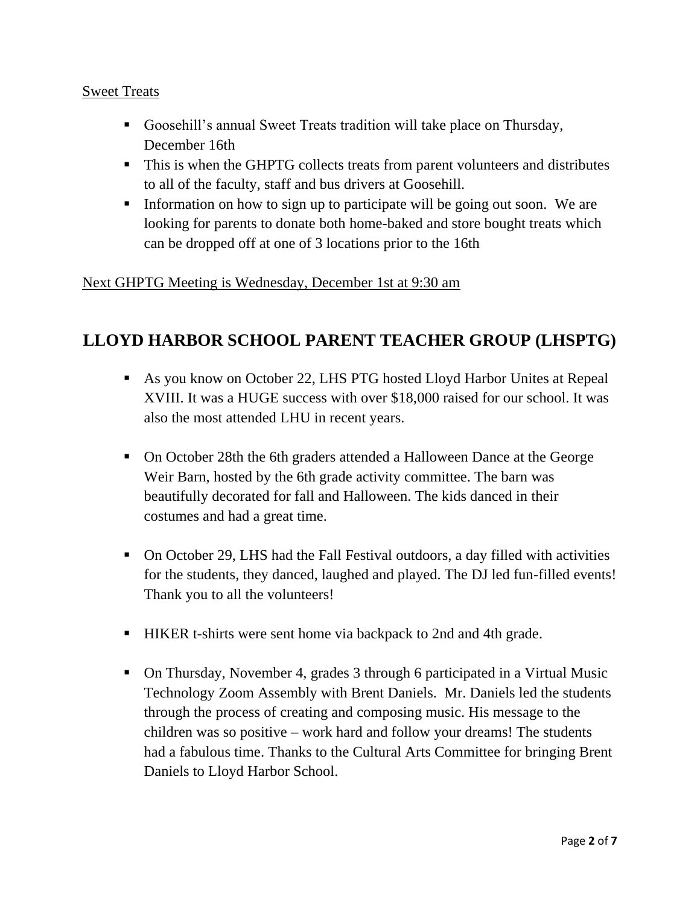Sweet Treats

- Goosehill's annual Sweet Treats tradition will take place on Thursday, December 16th
- This is when the GHPTG collects treats from parent volunteers and distributes to all of the faculty, staff and bus drivers at Goosehill.
- Information on how to sign up to participate will be going out soon. We are looking for parents to donate both home-baked and store bought treats which can be dropped off at one of 3 locations prior to the 16th

Next GHPTG Meeting is Wednesday, December 1st at 9:30 am

## LLOYD HARBOR SCHOOL PARENT TEACHER GROUP (LHSPTG)

- As you know on October 22, LHS PTG hosted Lloyd Harbor Unites at Repeal XVIII. It was a HUGE success with over $18,000 raised for our school. It was also the most attended LHU in recent years.

- On October 28th the 6th graders attended a Halloween Dance at the George Weir Barn, hosted by the 6th grade activity committee. The barn was beautifully decorated for fall and Halloween. The kids danced in their costumes and had a great time.

- On October 29, LHS had the Fall Festival outdoors, a day filled with activities for the students, they danced, laughed and played. The DJ led fun-filled events! Thank you to all the volunteers!

- HIKER t-shirts were sent home via backpack to 2nd and 4th grade.

- On Thursday, November 4, grades 3 through 6 participated in a Virtual Music Technology Zoom Assembly with Brent Daniels. Mr. Daniels led the students through the process of creating and composing music. His message to the children was so positive – work hard and follow your dreams! The students had a fabulous time. Thanks to the Cultural Arts Committee for bringing Brent Daniels to Lloyd Harbor School.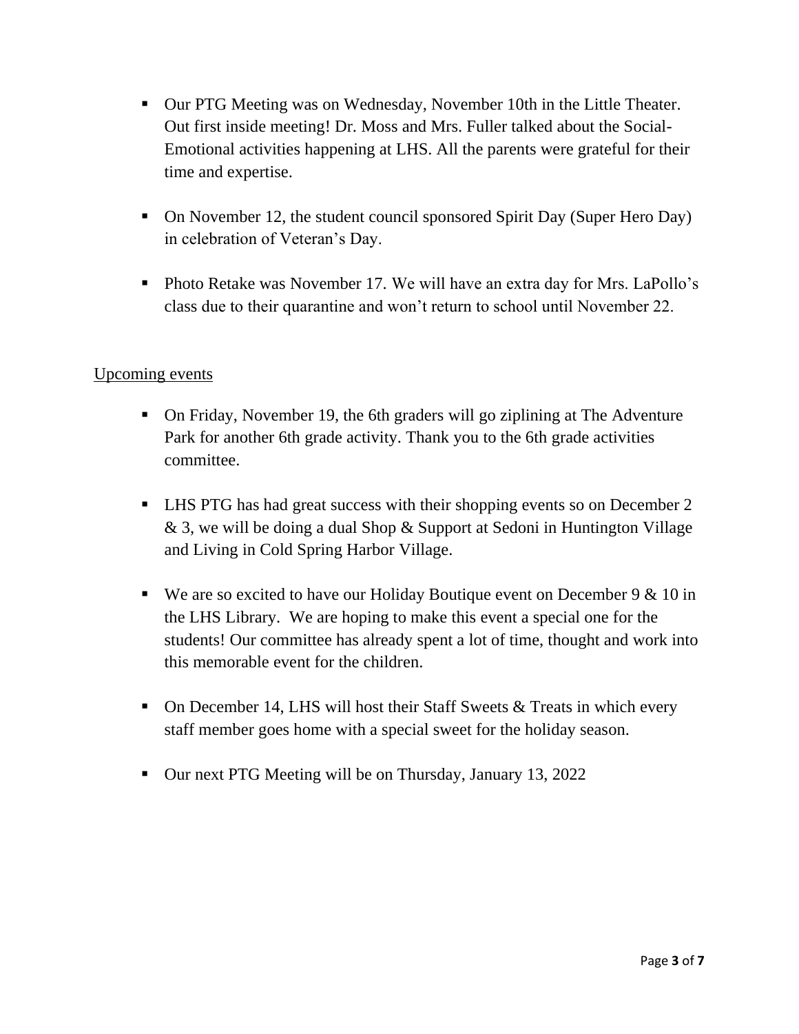- Our PTG Meeting was on Wednesday, November 10th in the Little Theater. Out first inside meeting! Dr. Moss and Mrs. Fuller talked about the Social-Emotional activities happening at LHS. All the parents were grateful for their time and expertise.

- On November 12, the student council sponsored Spirit Day (Super Hero Day) in celebration of Veteran's Day.

- Photo Retake was November 17. We will have an extra day for Mrs. LaPollo's class due to their quarantine and won't return to school until November 22.

<u>Upcoming events</u>

- On Friday, November 19, the 6th graders will go ziplining at The Adventure Park for another 6th grade activity. Thank you to the 6th grade activities committee.

- LHS PTG has had great success with their shopping events so on December 2 & 3, we will be doing a dual Shop & Support at Sedoni in Huntington Village and Living in Cold Spring Harbor Village.

- We are so excited to have our Holiday Boutique event on December 9 & 10 in the LHS Library. We are hoping to make this event a special one for the students! Our committee has already spent a lot of time, thought and work into this memorable event for the children.

- On December 14, LHS will host their Staff Sweets & Treats in which every staff member goes home with a special sweet for the holiday season.

- Our next PTG Meeting will be on Thursday, January 13, 2022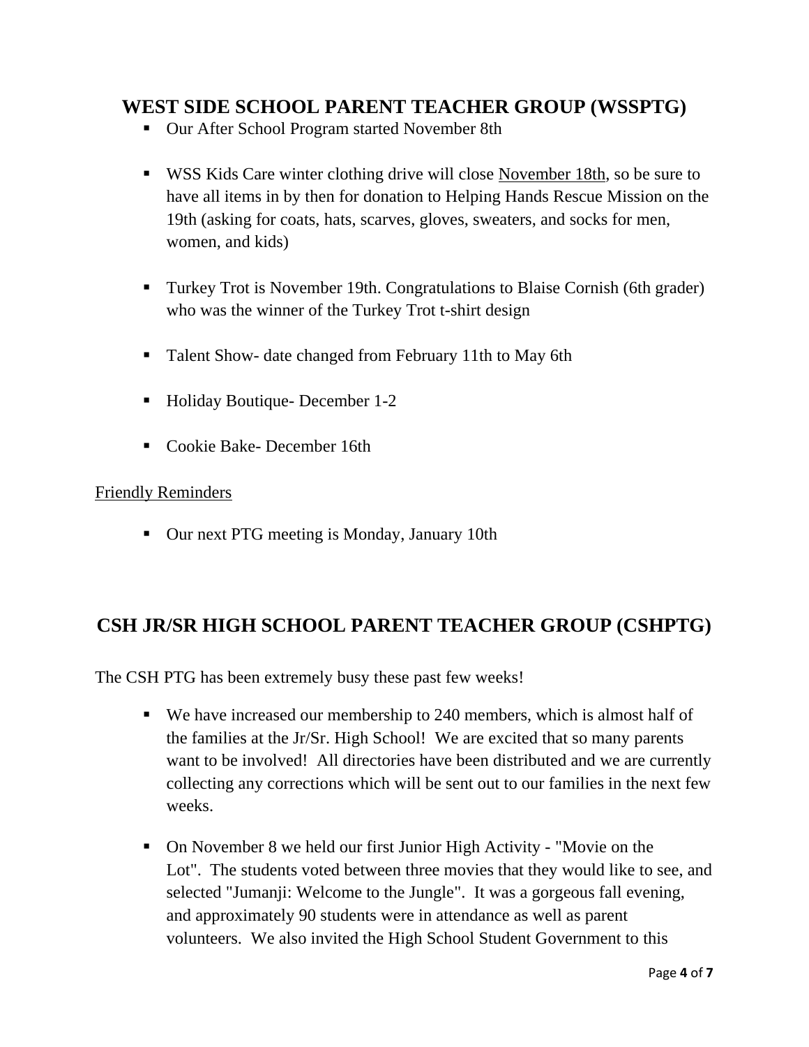## WEST SIDE SCHOOL PARENT TEACHER GROUP (WSSPTG)

- Our After School Program started November 8th
- WSS Kids Care winter clothing drive will close November 18th, so be sure to have all items in by then for donation to Helping Hands Rescue Mission on the 19th (asking for coats, hats, scarves, gloves, sweaters, and socks for men, women, and kids)
- Turkey Trot is November 19th. Congratulations to Blaise Cornish (6th grader) who was the winner of the Turkey Trot t-shirt design
- Talent Show- date changed from February 11th to May 6th
- Holiday Boutique- December 1-2
- Cookie Bake- December 16th

Friendly Reminders

- Our next PTG meeting is Monday, January 10th

## CSH JR/SR HIGH SCHOOL PARENT TEACHER GROUP (CSHPTG)

The CSH PTG has been extremely busy these past few weeks!

- We have increased our membership to 240 members, which is almost half of the families at the Jr/Sr. High School! We are excited that so many parents want to be involved! All directories have been distributed and we are currently collecting any corrections which will be sent out to our families in the next few weeks.
- On November 8 we held our first Junior High Activity - "Movie on the Lot". The students voted between three movies that they would like to see, and selected "Jumanji: Welcome to the Jungle". It was a gorgeous fall evening, and approximately 90 students were in attendance as well as parent volunteers. We also invited the High School Student Government to this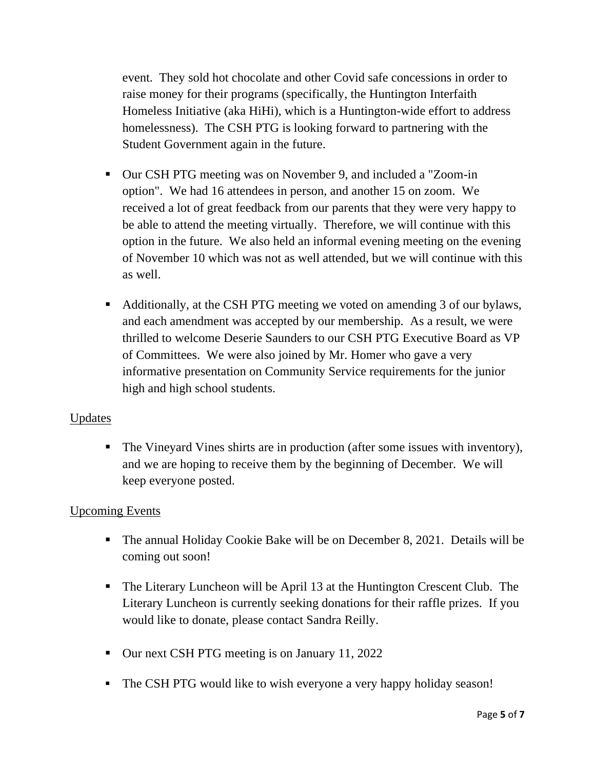event. They sold hot chocolate and other Covid safe concessions in order to raise money for their programs (specifically, the Huntington Interfaith Homeless Initiative (aka HiHi), which is a Huntington-wide effort to address homelessness). The CSH PTG is looking forward to partnering with the Student Government again in the future.

- Our CSH PTG meeting was on November 9, and included a "Zoom-in option". We had 16 attendees in person, and another 15 on zoom. We received a lot of great feedback from our parents that they were very happy to be able to attend the meeting virtually. Therefore, we will continue with this option in the future. We also held an informal evening meeting on the evening of November 10 which was not as well attended, but we will continue with this as well.

- Additionally, at the CSH PTG meeting we voted on amending 3 of our bylaws, and each amendment was accepted by our membership. As a result, we were thrilled to welcome Deserie Saunders to our CSH PTG Executive Board as VP of Committees. We were also joined by Mr. Homer who gave a very informative presentation on Community Service requirements for the junior high and high school students.

<u>Updates</u>

- The Vineyard Vines shirts are in production (after some issues with inventory), and we are hoping to receive them by the beginning of December. We will keep everyone posted.

<u>Upcoming Events</u>

- The annual Holiday Cookie Bake will be on December 8, 2021. Details will be coming out soon!

- The Literary Luncheon will be April 13 at the Huntington Crescent Club. The Literary Luncheon is currently seeking donations for their raffle prizes. If you would like to donate, please contact Sandra Reilly.

- Our next CSH PTG meeting is on January 11, 2022

- The CSH PTG would like to wish everyone a very happy holiday season!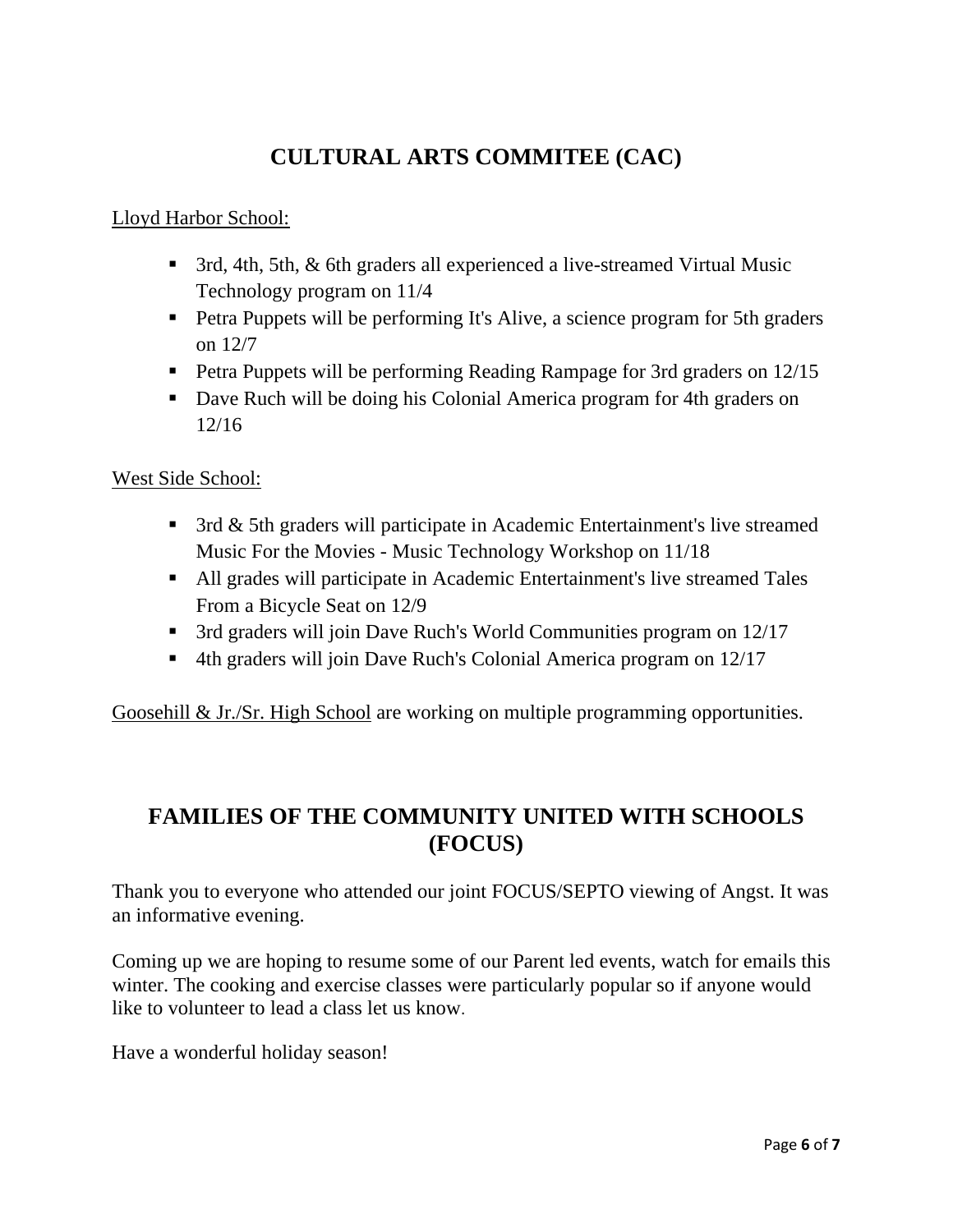# CULTURAL ARTS COMMITEE (CAC)

<u>Lloyd Harbor School:</u>

- 3rd, 4th, 5th, & 6th graders all experienced a live-streamed Virtual Music Technology program on 11/4
- Petra Puppets will be performing It's Alive, a science program for 5th graders on 12/7
- Petra Puppets will be performing Reading Rampage for 3rd graders on 12/15
- Dave Ruch will be doing his Colonial America program for 4th graders on 12/16

<u>West Side School:</u>

- 3rd & 5th graders will participate in Academic Entertainment's live streamed Music For the Movies - Music Technology Workshop on 11/18
- All grades will participate in Academic Entertainment's live streamed Tales From a Bicycle Seat on 12/9
- 3rd graders will join Dave Ruch's World Communities program on 12/17
- 4th graders will join Dave Ruch's Colonial America program on 12/17

<u>Goosehill & Jr./Sr. High School</u> are working on multiple programming opportunities.

# FAMILIES OF THE COMMUNITY UNITED WITH SCHOOLS (FOCUS)

Thank you to everyone who attended our joint FOCUS/SEPTO viewing of Angst. It was an informative evening.

Coming up we are hoping to resume some of our Parent led events, watch for emails this winter. The cooking and exercise classes were particularly popular so if anyone would like to volunteer to lead a class let us know.

Have a wonderful holiday season!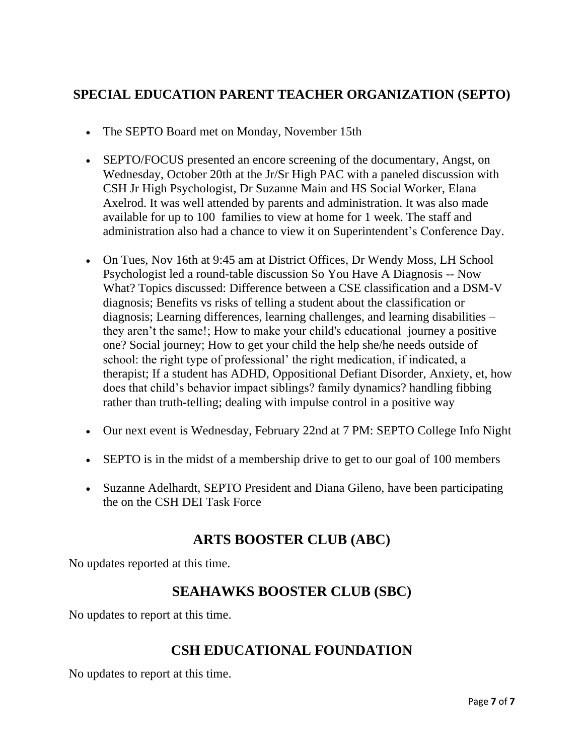## SPECIAL EDUCATION PARENT TEACHER ORGANIZATION (SEPTO)

- The SEPTO Board met on Monday, November 15th
- SEPTO/FOCUS presented an encore screening of the documentary, Angst, on Wednesday, October 20th at the Jr/Sr High PAC with a paneled discussion with CSH Jr High Psychologist, Dr Suzanne Main and HS Social Worker, Elana Axelrod. It was well attended by parents and administration. It was also made available for up to 100 families to view at home for 1 week. The staff and administration also had a chance to view it on Superintendent's Conference Day.
- On Tues, Nov 16th at 9:45 am at District Offices, Dr Wendy Moss, LH School Psychologist led a round-table discussion So You Have A Diagnosis -- Now What? Topics discussed: Difference between a CSE classification and a DSM-V diagnosis; Benefits vs risks of telling a student about the classification or diagnosis; Learning differences, learning challenges, and learning disabilities – they aren't the same!; How to make your child's educational journey a positive one? Social journey; How to get your child the help she/he needs outside of school: the right type of professional' the right medication, if indicated, a therapist; If a student has ADHD, Oppositional Defiant Disorder, Anxiety, et, how does that child's behavior impact siblings? family dynamics? handling fibbing rather than truth-telling; dealing with impulse control in a positive way
- Our next event is Wednesday, February 22nd at 7 PM: SEPTO College Info Night
- SEPTO is in the midst of a membership drive to get to our goal of 100 members
- Suzanne Adelhardt, SEPTO President and Diana Gileno, have been participating the on the CSH DEI Task Force

## ARTS BOOSTER CLUB (ABC)

No updates reported at this time.

## SEAHAWKS BOOSTER CLUB (SBC)

No updates to report at this time.

## CSH EDUCATIONAL FOUNDATION

No updates to report at this time.